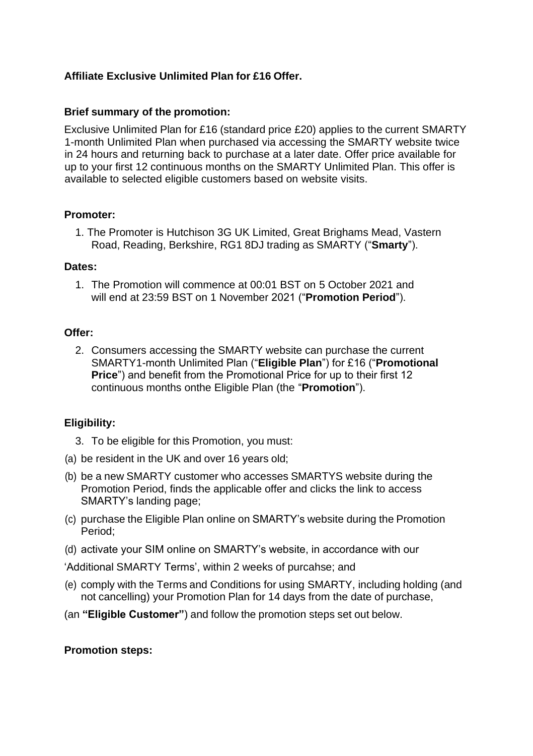**Affiliate Exclusive Unlimited Plan for £16 Offer.**

**Brief summary of the promotion:**

Exclusive Unlimited Plan for £16 (standard price £20) applies to the current SMARTY 1-month Unlimited Plan when purchased via accessing the SMARTY website twice in 24 hours and returning back to purchase at a later date. Offer price available for up to your first 12 continuous months on the SMARTY Unlimited Plan. This offer is available to selected eligible customers based on website visits.

**Promoter:**

1. The Promoter is Hutchison 3G UK Limited, Great Brighams Mead, Vastern Road, Reading, Berkshire, RG1 8DJ trading as SMARTY ("**Smarty**").

**Dates:**

1. The Promotion will commence at 00:01 BST on 5 October 2021 and will end at 23:59 BST on 1 November 2021 ("**Promotion Period**").

**Offer:**

2. Consumers accessing the SMARTY website can purchase the current SMARTY1-month Unlimited Plan ("**Eligible Plan**") for £16 ("**Promotional Price**") and benefit from the Promotional Price for up to their first 12 continuous months onthe Eligible Plan (the "**Promotion**").

**Eligibility:**

3. To be eligible for this Promotion, you must:

(a) be resident in the UK and over 16 years old;

(b) be a new SMARTY customer who accesses SMARTYS website during the Promotion Period, finds the applicable offer and clicks the link to access SMARTY's landing page;

(c) purchase the Eligible Plan online on SMARTY's website during the Promotion Period;

(d) activate your SIM online on SMARTY's website, in accordance with our

'Additional SMARTY Terms', within 2 weeks of purcahse; and

(e) comply with the Terms and Conditions for using SMARTY, including holding (and not cancelling) your Promotion Plan for 14 days from the date of purchase,

(an **"Eligible Customer"**) and follow the promotion steps set out below.

**Promotion steps:**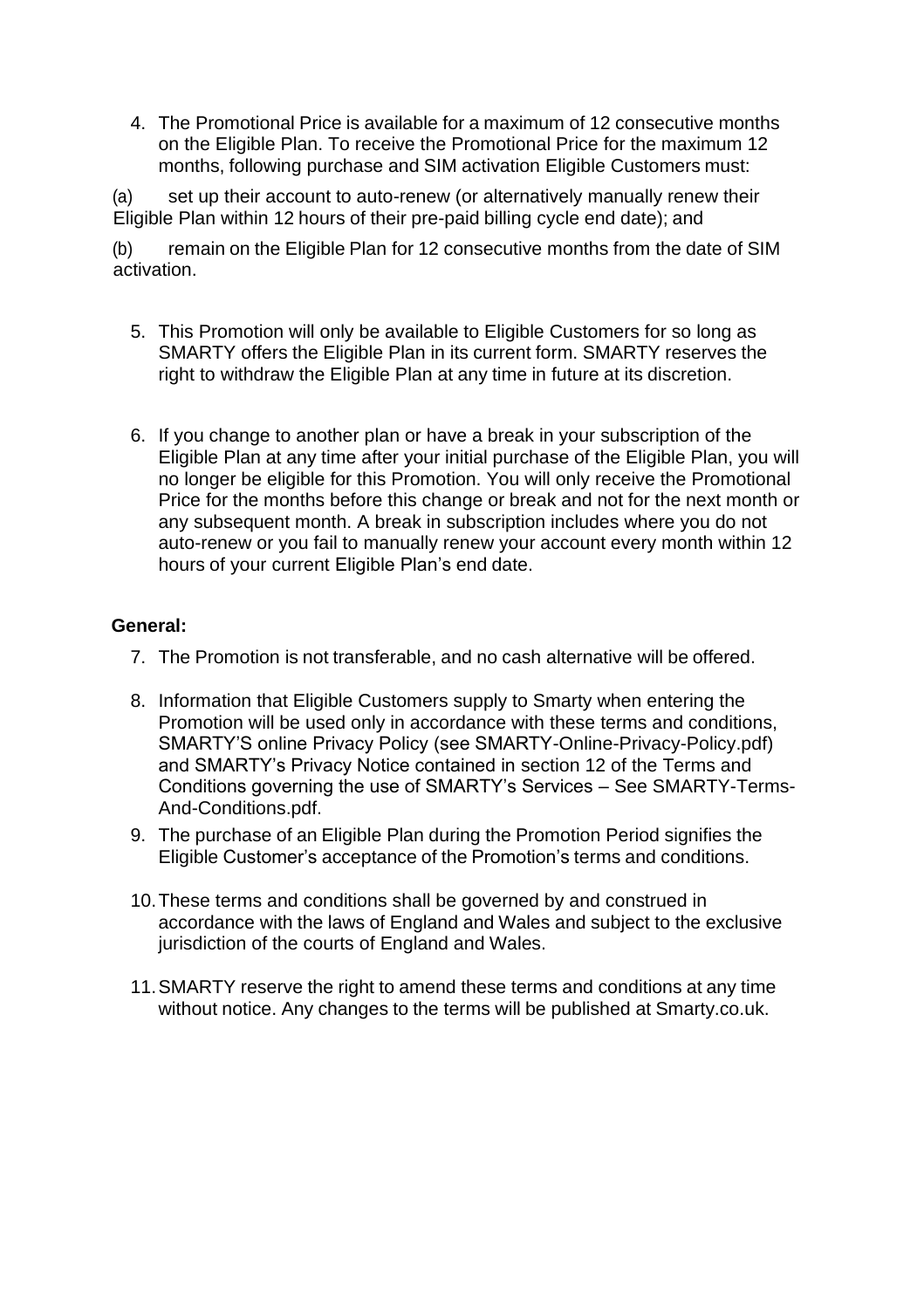4. The Promotional Price is available for a maximum of 12 consecutive months on the Eligible Plan. To receive the Promotional Price for the maximum 12 months, following purchase and SIM activation Eligible Customers must:

(a) set up their account to auto-renew (or alternatively manually renew their Eligible Plan within 12 hours of their pre-paid billing cycle end date); and

(b) remain on the Eligible Plan for 12 consecutive months from the date of SIM activation.

5. This Promotion will only be available to Eligible Customers for so long as SMARTY offers the Eligible Plan in its current form. SMARTY reserves the right to withdraw the Eligible Plan at any time in future at its discretion.

6. If you change to another plan or have a break in your subscription of the Eligible Plan at any time after your initial purchase of the Eligible Plan, you will no longer be eligible for this Promotion. You will only receive the Promotional Price for the months before this change or break and not for the next month or any subsequent month. A break in subscription includes where you do not auto-renew or you fail to manually renew your account every month within 12 hours of your current Eligible Plan's end date.

**General:**

7. The Promotion is not transferable, and no cash alternative will be offered.
8. Information that Eligible Customers supply to Smarty when entering the Promotion will be used only in accordance with these terms and conditions, SMARTY'S online Privacy Policy (see SMARTY-Online-Privacy-Policy.pdf) and SMARTY's Privacy Notice contained in section 12 of the Terms and Conditions governing the use of SMARTY's Services – See SMARTY-Terms-And-Conditions.pdf.
9. The purchase of an Eligible Plan during the Promotion Period signifies the Eligible Customer's acceptance of the Promotion's terms and conditions.
10. These terms and conditions shall be governed by and construed in accordance with the laws of England and Wales and subject to the exclusive jurisdiction of the courts of England and Wales.
11. SMARTY reserve the right to amend these terms and conditions at any time without notice. Any changes to the terms will be published at Smarty.co.uk.